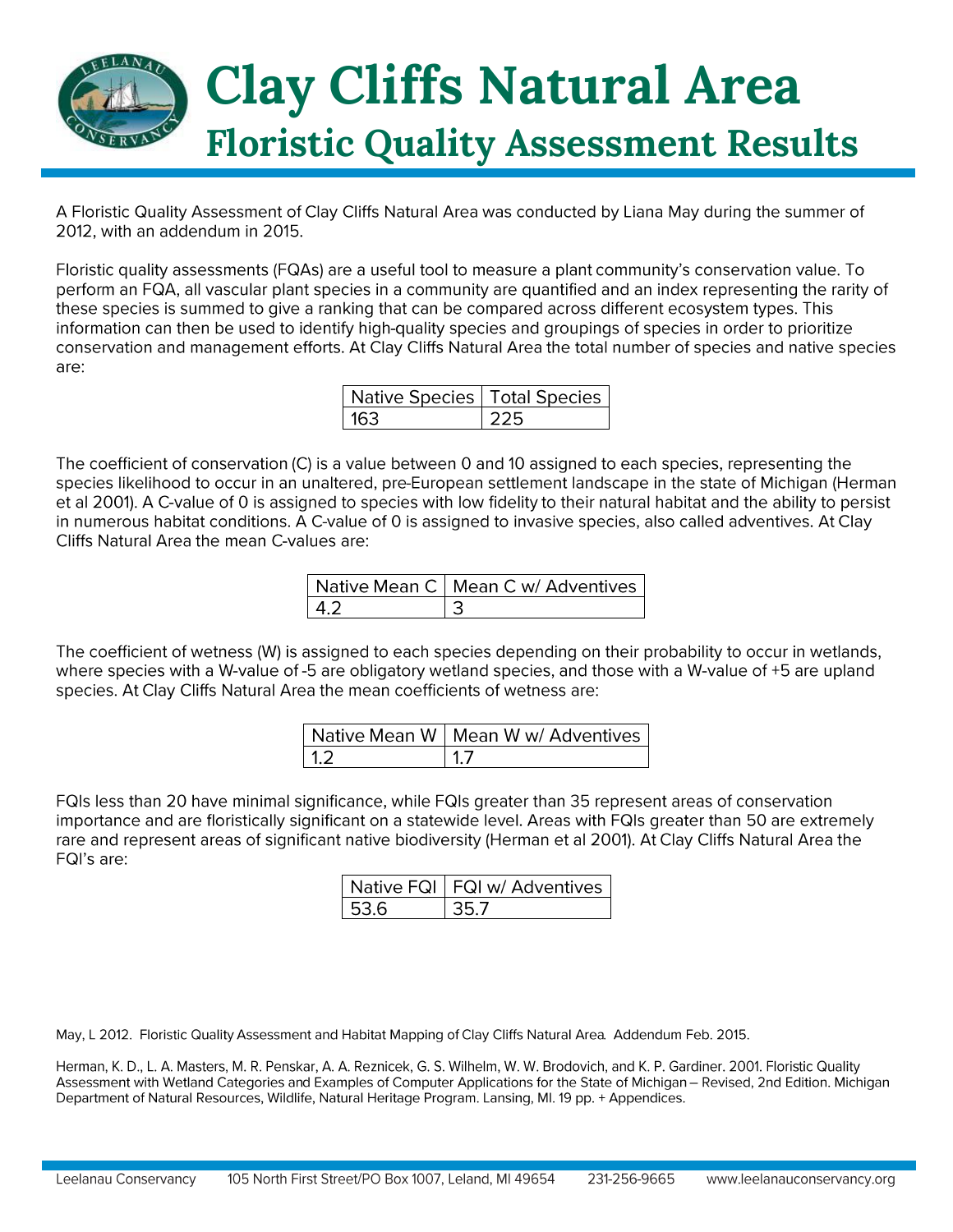# Clay Cliffs Natural Area

## Floristic Quality Assessment Results

A Floristic Quality Assessment of Clay Cliffs Natural Area was conducted by Liana May during the summer of 2012, with an addendum in 2015.

Floristic quality assessments (FQAs) are a useful tool to measure a plant community's conservation value. To perform an FQA, all vascular plant species in a community are quantified and an index representing the rarity of these species is summed to give a ranking that can be compared across different ecosystem types. This information can then be used to identify high-quality species and groupings of species in order to prioritize conservation and management efforts. At Clay Cliffs Natural Area the total number of species and native species are:

| Native Species | Total Species |
|---|---|
| 163 | 225 |

The coefficient of conservation (C) is a value between 0 and 10 assigned to each species, representing the species likelihood to occur in an unaltered, pre-European settlement landscape in the state of Michigan (Herman et al 2001). A C-value of 0 is assigned to species with low fidelity to their natural habitat and the ability to persist in numerous habitat conditions. A C-value of 0 is assigned to invasive species, also called adventives. At Clay Cliffs Natural Area the mean C-values are:

| Native Mean C | Mean C w/ Adventives |
|---|---|
| 4.2 | 3 |

The coefficient of wetness (W) is assigned to each species depending on their probability to occur in wetlands, where species with a W-value of -5 are obligatory wetland species, and those with a W-value of +5 are upland species. At Clay Cliffs Natural Area the mean coefficients of wetness are:

| Native Mean W | Mean W w/ Adventives |
|---|---|
| 1.2 | 1.7 |

FQIs less than 20 have minimal significance, while FQIs greater than 35 represent areas of conservation importance and are floristically significant on a statewide level. Areas with FQIs greater than 50 are extremely rare and represent areas of significant native biodiversity (Herman et al 2001). At Clay Cliffs Natural Area the FQI's are:

| Native FQI | FQI w/ Adventives |
|---|---|
| 53.6 | 35.7 |

May, L 2012. Floristic Quality Assessment and Habitat Mapping of Clay Cliffs Natural Area. Addendum Feb. 2015.

Herman, K. D., L. A. Masters, M. R. Penskar, A. A. Reznicek, G. S. Wilhelm, W. W. Brodovich, and K. P. Gardiner. 2001. Floristic Quality Assessment with Wetland Categories and Examples of Computer Applications for the State of Michigan – Revised, 2nd Edition. Michigan Department of Natural Resources, Wildlife, Natural Heritage Program. Lansing, MI. 19 pp. + Appendices.

Leelanau Conservancy 105 North First Street/PO Box 1007, Leland, MI 49654 231-256-9665 www.leelanauconservancy.org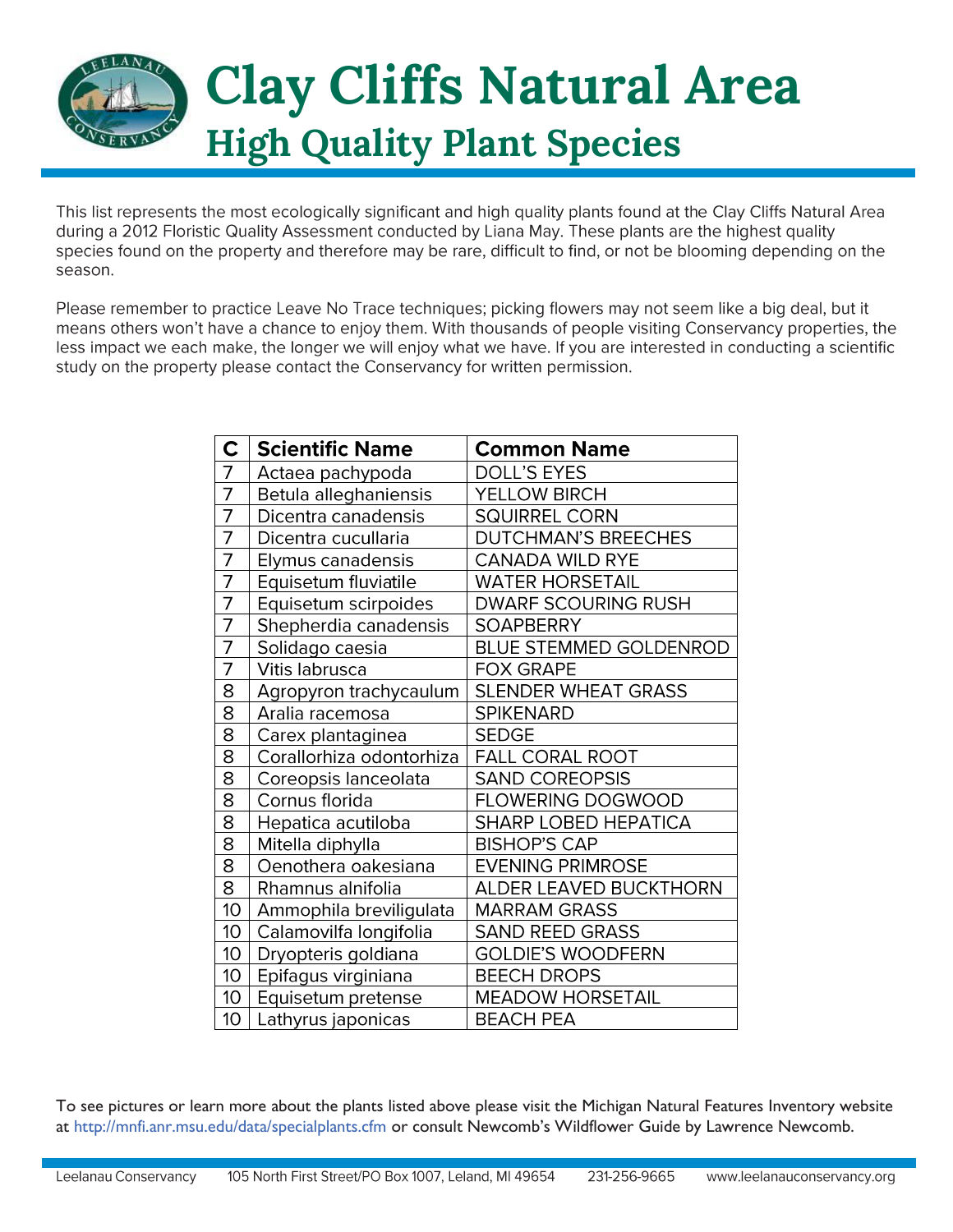# Clay Cliffs Natural Area

## High Quality Plant Species

This list represents the most ecologically significant and high quality plants found at the Clay Cliffs Natural Area during a 2012 Floristic Quality Assessment conducted by Liana May. These plants are the highest quality species found on the property and therefore may be rare, difficult to find, or not be blooming depending on the season.

Please remember to practice Leave No Trace techniques; picking flowers may not seem like a big deal, but it means others won't have a chance to enjoy them. With thousands of people visiting Conservancy properties, the less impact we each make, the longer we will enjoy what we have. If you are interested in conducting a scientific study on the property please contact the Conservancy for written permission.

| C | Scientific Name | Common Name |
|---|---|---|
| 7 | Actaea pachypoda | DOLL'S EYES |
| 7 | Betula alleghaniensis | YELLOW BIRCH |
| 7 | Dicentra canadensis | SQUIRREL CORN |
| 7 | Dicentra cucullaria | DUTCHMAN'S BREECHES |
| 7 | Elymus canadensis | CANADA WILD RYE |
| 7 | Equisetum fluviatile | WATER HORSETAIL |
| 7 | Equisetum scirpoides | DWARF SCOURING RUSH |
| 7 | Shepherdia canadensis | SOAPBERRY |
| 7 | Solidago caesia | BLUE STEMMED GOLDENROD |
| 7 | Vitis labrusca | FOX GRAPE |
| 8 | Agropyron trachycaulum | SLENDER WHEAT GRASS |
| 8 | Aralia racemosa | SPIKENARD |
| 8 | Carex plantaginea | SEDGE |
| 8 | Corallorhiza odontorhiza | FALL CORAL ROOT |
| 8 | Coreopsis lanceolata | SAND COREOPSIS |
| 8 | Cornus florida | FLOWERING DOGWOOD |
| 8 | Hepatica acutiloba | SHARP LOBED HEPATICA |
| 8 | Mitella diphylla | BISHOP'S CAP |
| 8 | Oenothera oakesiana | EVENING PRIMROSE |
| 8 | Rhamnus alnifolia | ALDER LEAVED BUCKTHORN |
| 10 | Ammophila breviligulata | MARRAM GRASS |
| 10 | Calamovilfa longifolia | SAND REED GRASS |
| 10 | Dryopteris goldiana | GOLDIE'S WOODFERN |
| 10 | Epifagus virginiana | BEECH DROPS |
| 10 | Equisetum pretense | MEADOW HORSETAIL |
| 10 | Lathyrus japonicas | BEACH PEA |

To see pictures or learn more about the plants listed above please visit the Michigan Natural Features Inventory website at http://mnfi.anr.msu.edu/data/specialplants.cfm or consult Newcomb's Wildflower Guide by Lawrence Newcomb.

Leelanau Conservancy 105 North First Street/PO Box 1007, Leland, MI 49654 231-256-9665 www.leelanauconservancy.org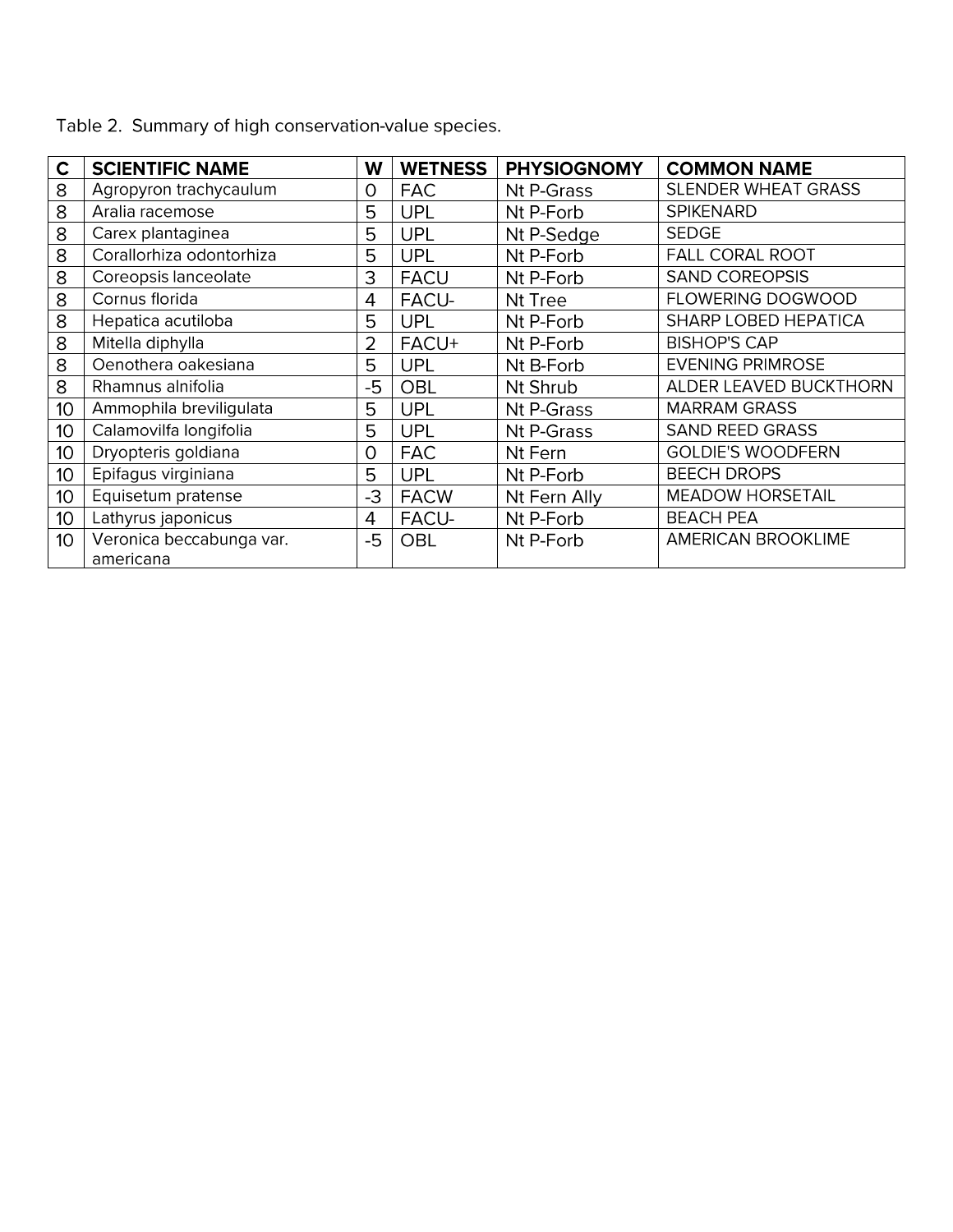Table 2. Summary of high conservation-value species.

| C | SCIENTIFIC NAME | W | WETNESS | PHYSIOGNOMY | COMMON NAME |
|---|---|---|---|---|---|
| 8 | Agropyron trachycaulum | 0 | FAC | Nt P-Grass | SLENDER WHEAT GRASS |
| 8 | Aralia racemose | 5 | UPL | Nt P-Forb | SPIKENARD |
| 8 | Carex plantaginea | 5 | UPL | Nt P-Sedge | SEDGE |
| 8 | Corallorhiza odontorhiza | 5 | UPL | Nt P-Forb | FALL CORAL ROOT |
| 8 | Coreopsis lanceolate | 3 | FACU | Nt P-Forb | SAND COREOPSIS |
| 8 | Cornus florida | 4 | FACU- | Nt Tree | FLOWERING DOGWOOD |
| 8 | Hepatica acutiloba | 5 | UPL | Nt P-Forb | SHARP LOBED HEPATICA |
| 8 | Mitella diphylla | 2 | FACU+ | Nt P-Forb | BISHOP'S CAP |
| 8 | Oenothera oakesiana | 5 | UPL | Nt B-Forb | EVENING PRIMROSE |
| 8 | Rhamnus alnifolia | -5 | OBL | Nt Shrub | ALDER LEAVED BUCKTHORN |
| 10 | Ammophila breviligulata | 5 | UPL | Nt P-Grass | MARRAM GRASS |
| 10 | Calamovilfa longifolia | 5 | UPL | Nt P-Grass | SAND REED GRASS |
| 10 | Dryopteris goldiana | 0 | FAC | Nt Fern | GOLDIE'S WOODFERN |
| 10 | Epifagus virginiana | 5 | UPL | Nt P-Forb | BEECH DROPS |
| 10 | Equisetum pratense | -3 | FACW | Nt Fern Ally | MEADOW HORSETAIL |
| 10 | Lathyrus japonicus | 4 | FACU- | Nt P-Forb | BEACH PEA |
| 10 | Veronica beccabunga var. americana | -5 | OBL | Nt P-Forb | AMERICAN BROOKLIME |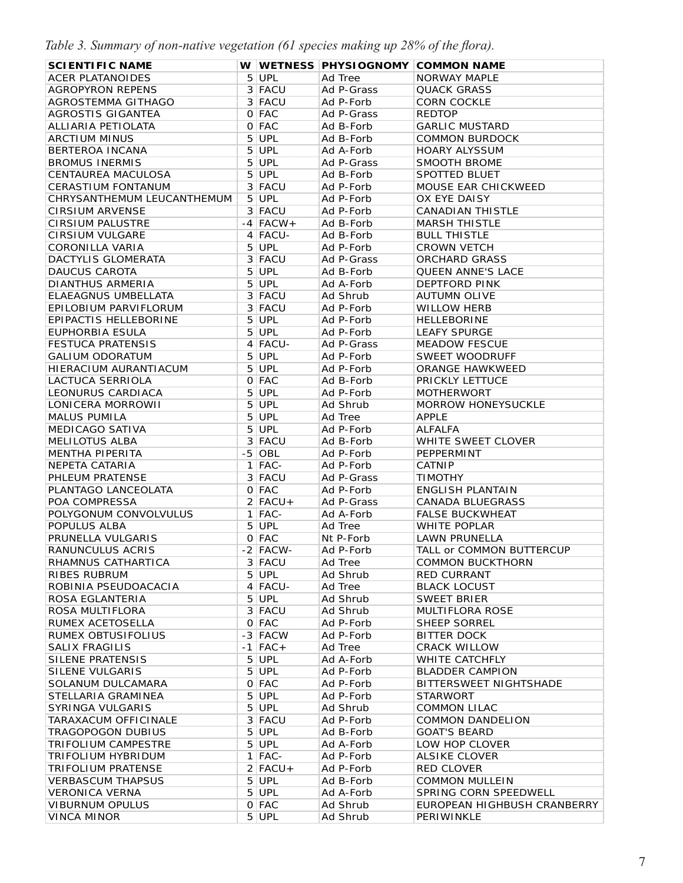*Table 3. Summary of non-native vegetation (61 species making up 28% of the flora).*

| SCIENTIFIC NAME | W | WETNESS | PHYSIOGNOMY | COMMON NAME |
|---|---|---|---|---|
| ACER PLATANOIDES | 5 | UPL | Ad Tree | NORWAY MAPLE |
| AGROPYRON REPENS | 3 | FACU | Ad P-Grass | QUACK GRASS |
| AGROSTEMMA GITHAGO | 3 | FACU | Ad P-Forb | CORN COCKLE |
| AGROSTIS GIGANTEA | 0 | FAC | Ad P-Grass | REDTOP |
| ALLIARIA PETIOLATA | 0 | FAC | Ad B-Forb | GARLIC MUSTARD |
| ARCTIUM MINUS | 5 | UPL | Ad B-Forb | COMMON BURDOCK |
| BERTEROA INCANA | 5 | UPL | Ad A-Forb | HOARY ALYSSUM |
| BROMUS INERMIS | 5 | UPL | Ad P-Grass | SMOOTH BROME |
| CENTAUREA MACULOSA | 5 | UPL | Ad B-Forb | SPOTTED BLUET |
| CERASTIUM FONTANUM | 3 | FACU | Ad P-Forb | MOUSE EAR CHICKWEED |
| CHRYSANTHEMUM LEUCANTHEMUM | 5 | UPL | Ad P-Forb | OX EYE DAISY |
| CIRSIUM ARVENSE | 3 | FACU | Ad P-Forb | CANADIAN THISTLE |
| CIRSIUM PALUSTRE | -4 | FACW+ | Ad B-Forb | MARSH THISTLE |
| CIRSIUM VULGARE | 4 | FACU- | Ad B-Forb | BULL THISTLE |
| CORONILLA VARIA | 5 | UPL | Ad P-Forb | CROWN VETCH |
| DACTYLIS GLOMERATA | 3 | FACU | Ad P-Grass | ORCHARD GRASS |
| DAUCUS CAROTA | 5 | UPL | Ad B-Forb | QUEEN ANNE'S LACE |
| DIANTHUS ARMERIA | 5 | UPL | Ad A-Forb | DEPTFORD PINK |
| ELAEAGNUS UMBELLATA | 3 | FACU | Ad Shrub | AUTUMN OLIVE |
| EPILOBIUM PARVIFLORUM | 3 | FACU | Ad P-Forb | WILLOW HERB |
| EPIPACTIS HELLEBORINE | 5 | UPL | Ad P-Forb | HELLEBORINE |
| EUPHORBIA ESULA | 5 | UPL | Ad P-Forb | LEAFY SPURGE |
| FESTUCA PRATENSIS | 4 | FACU- | Ad P-Grass | MEADOW FESCUE |
| GALIUM ODORATUM | 5 | UPL | Ad P-Forb | SWEET WOODRUFF |
| HIERACIUM AURANTIACUM | 5 | UPL | Ad P-Forb | ORANGE HAWKWEED |
| LACTUCA SERRIOLA | 0 | FAC | Ad B-Forb | PRICKLY LETTUCE |
| LEONURUS CARDIACA | 5 | UPL | Ad P-Forb | MOTHERWORT |
| LONICERA MORROWII | 5 | UPL | Ad Shrub | MORROW HONEYSUCKLE |
| MALUS PUMILA | 5 | UPL | Ad Tree | APPLE |
| MEDICAGO SATIVA | 5 | UPL | Ad P-Forb | ALFALFA |
| MELILOTUS ALBA | 3 | FACU | Ad B-Forb | WHITE SWEET CLOVER |
| MENTHA PIPERITA | -5 | OBL | Ad P-Forb | PEPPERMINT |
| NEPETA CATARIA | 1 | FAC- | Ad P-Forb | CATNIP |
| PHLEUM PRATENSE | 3 | FACU | Ad P-Grass | TIMOTHY |
| PLANTAGO LANCEOLATA | 0 | FAC | Ad P-Forb | ENGLISH PLANTAIN |
| POA COMPRESSA | 2 | FACU+ | Ad P-Grass | CANADA BLUEGRASS |
| POLYGONUM CONVOLVULUS | 1 | FAC- | Ad A-Forb | FALSE BUCKWHEAT |
| POPULUS ALBA | 5 | UPL | Ad Tree | WHITE POPLAR |
| PRUNELLA VULGARIS | 0 | FAC | Nt P-Forb | LAWN PRUNELLA |
| RANUNCULUS ACRIS | -2 | FACW- | Ad P-Forb | TALL or COMMON BUTTERCUP |
| RHAMNUS CATHARTICA | 3 | FACU | Ad Tree | COMMON BUCKTHORN |
| RIBES RUBRUM | 5 | UPL | Ad Shrub | RED CURRANT |
| ROBINIA PSEUDOACACIA | 4 | FACU- | Ad Tree | BLACK LOCUST |
| ROSA EGLANTERIA | 5 | UPL | Ad Shrub | SWEET BRIER |
| ROSA MULTIFLORA | 3 | FACU | Ad Shrub | MULTIFLORA ROSE |
| RUMEX ACETOSELLA | 0 | FAC | Ad P-Forb | SHEEP SORREL |
| RUMEX OBTUSIFOLIUS | -3 | FACW | Ad P-Forb | BITTER DOCK |
| SALIX FRAGILIS | -1 | FAC+ | Ad Tree | CRACK WILLOW |
| SILENE PRATENSIS | 5 | UPL | Ad A-Forb | WHITE CATCHFLY |
| SILENE VULGARIS | 5 | UPL | Ad P-Forb | BLADDER CAMPION |
| SOLANUM DULCAMARA | 0 | FAC | Ad P-Forb | BITTERSWEET NIGHTSHADE |
| STELLARIA GRAMINEA | 5 | UPL | Ad P-Forb | STARWORT |
| SYRINGA VULGARIS | 5 | UPL | Ad Shrub | COMMON LILAC |
| TARAXACUM OFFICINALE | 3 | FACU | Ad P-Forb | COMMON DANDELION |
| TRAGOPOGON DUBIUS | 5 | UPL | Ad B-Forb | GOAT'S BEARD |
| TRIFOLIUM CAMPESTRE | 5 | UPL | Ad A-Forb | LOW HOP CLOVER |
| TRIFOLIUM HYBRIDUM | 1 | FAC- | Ad P-Forb | ALSIKE CLOVER |
| TRIFOLIUM PRATENSE | 2 | FACU+ | Ad P-Forb | RED CLOVER |
| VERBASCUM THAPSUS | 5 | UPL | Ad B-Forb | COMMON MULLEIN |
| VERONICA VERNA | 5 | UPL | Ad A-Forb | SPRING CORN SPEEDWELL |
| VIBURNUM OPULUS | 0 | FAC | Ad Shrub | EUROPEAN HIGHBUSH CRANBERRY |
| VINCA MINOR | 5 | UPL | Ad Shrub | PERIWINKLE |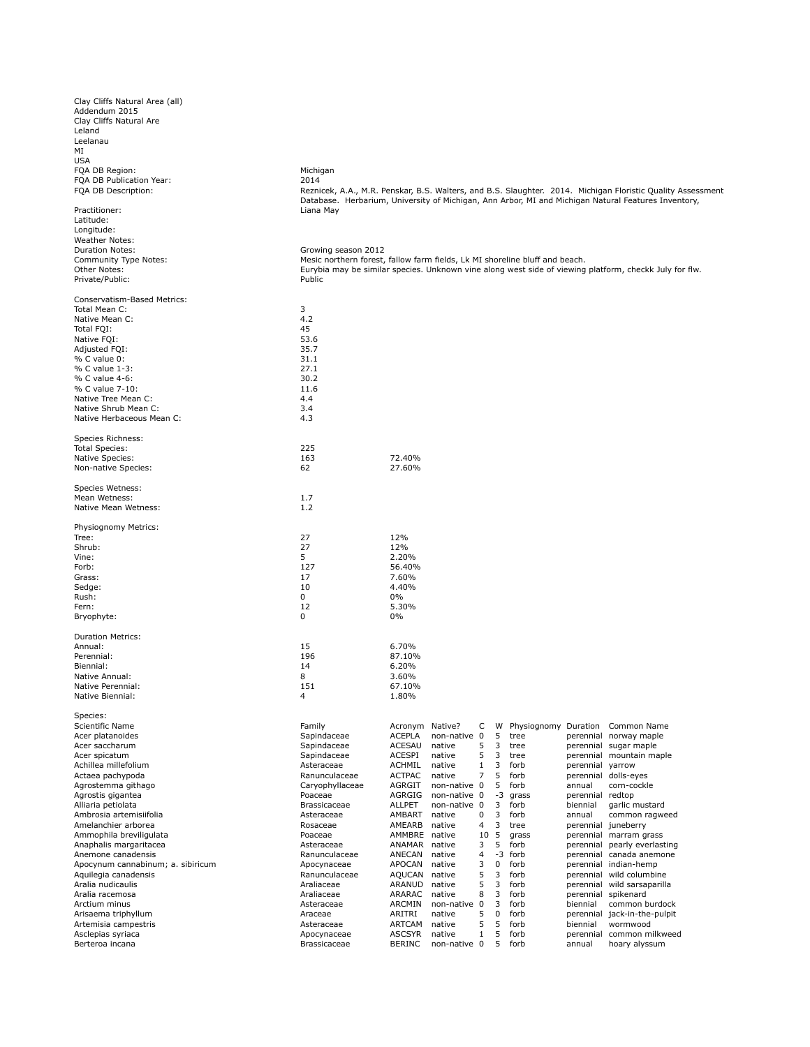Clay Cliffs Natural Area (all)
Addendum 2015
Clay Cliffs Natural Are
Leland
Leelanau
MI
USA

| | | |
|---|---|---|
| FQA DB Region: | Michigan | |
| FQA DB Publication Year: | 2014 | |
| FQA DB Description: | Reznicek, A.A., M.R. Penskar, B.S. Walters, and B.S. Slaughter. 2014. Michigan Floristic Quality Assessment Database. Herbarium, University of Michigan, Ann Arbor, MI and Michigan Natural Features Inventory, | |
| Practitioner: | Liana May | |
| Latitude: | | |
| Longitude: | | |
| Weather Notes: | | |
| Duration Notes: | Growing season 2012 | |
| Community Type Notes: | Mesic northern forest, fallow farm fields, Lk MI shoreline bluff and beach. | |
| Other Notes: | Eurybia may be similar species. Unknown vine along west side of viewing platform, checkk July for flw. | |
| Private/Public: | Public | |
| | | |
| Conservatism-Based Metrics: | | |
| Total Mean C: | 3 | |
| Native Mean C: | 4.2 | |
| Total FQI: | 45 | |
| Native FQI: | 53.6 | |
| Adjusted FQI: | 35.7 | |
| % C value 0: | 31.1 | |
| % C value 1-3: | 27.1 | |
| % C value 4-6: | 30.2 | |
| % C value 7-10: | 11.6 | |
| Native Tree Mean C: | 4.4 | |
| Native Shrub Mean C: | 3.4 | |
| Native Herbaceous Mean C: | 4.3 | |
| | | |
| Species Richness: | | |
| Total Species: | 225 | |
| Native Species: | 163 | 72.40% |
| Non-native Species: | 62 | 27.60% |
| | | |
| Species Wetness: | | |
| Mean Wetness: | 1.7 | |
| Native Mean Wetness: | 1.2 | |
| | | |
| Physiognomy Metrics: | | |
| Tree: | 27 | 12% |
| Shrub: | 27 | 12% |
| Vine: | 5 | 2.20% |
| Forb: | 127 | 56.40% |
| Grass: | 17 | 7.60% |
| Sedge: | 10 | 4.40% |
| Rush: | 0 | 0% |
| Fern: | 12 | 5.30% |
| Bryophyte: | 0 | 0% |
| | | |
| Duration Metrics: | | |
| Annual: | 15 | 6.70% |
| Perennial: | 196 | 87.10% |
| Biennial: | 14 | 6.20% |
| Native Annual: | 8 | 3.60% |
| Native Perennial: | 151 | 67.10% |
| Native Biennial: | 4 | 1.80% |

Species:

| Scientific Name | Family | Acronym | Native? | C | W | Physiognomy | Duration | Common Name |
|---|---|---|---|---|---|---|---|---|
| Acer platanoides | Sapindaceae | ACEPLA | non-native | 0 | 5 | tree | perennial | norway maple |
| Acer saccharum | Sapindaceae | ACESAU | native | 5 | 3 | tree | perennial | sugar maple |
| Acer spicatum | Sapindaceae | ACESPI | native | 5 | 3 | tree | perennial | mountain maple |
| Achillea millefolium | Asteraceae | ACHMIL | native | 1 | 3 | forb | perennial | yarrow |
| Actaea pachypoda | Ranunculaceae | ACTPAC | native | 7 | 5 | forb | perennial | dolls-eyes |
| Agrostemma githago | Caryophyllaceae | AGRGIT | non-native | 0 | 5 | forb | annual | corn-cockle |
| Agrostis gigantea | Poaceae | AGRGIG | non-native | 0 | -3 | grass | perennial | redtop |
| Alliaria petiolata | Brassicaceae | ALLPET | non-native | 0 | 3 | forb | biennial | garlic mustard |
| Ambrosia artemisiifolia | Asteraceae | AMBART | native | 0 | 3 | forb | annual | common ragweed |
| Amelanchier arborea | Rosaceae | AMEARB | native | 4 | 3 | tree | perennial | juneberry |
| Ammophila breviligulata | Poaceae | AMMBRE | native | 10 | 5 | grass | perennial | marram grass |
| Anaphalis margaritacea | Asteraceae | ANAMAR | native | 3 | 5 | forb | perennial | pearly everlasting |
| Anemone canadensis | Ranunculaceae | ANECAN | native | 4 | -3 | forb | perennial | canada anemone |
| Apocynum cannabinum; a. sibiricum | Apocynaceae | APOCAN | native | 3 | 0 | forb | perennial | indian-hemp |
| Aquilegia canadensis | Ranunculaceae | AQUCAN | native | 5 | 3 | forb | perennial | wild columbine |
| Aralia nudicaulis | Araliaceae | ARANUD | native | 5 | 3 | forb | perennial | wild sarsaparilla |
| Aralia racemosa | Araliaceae | ARARAC | native | 8 | 3 | forb | perennial | spikenard |
| Arctium minus | Asteraceae | ARCMIN | non-native | 0 | 3 | forb | biennial | common burdock |
| Arisaema triphyllum | Araceae | ARITRI | native | 5 | 0 | forb | perennial | jack-in-the-pulpit |
| Artemisia campestris | Asteraceae | ARTCAM | native | 5 | 5 | forb | biennial | wormwood |
| Asclepias syriaca | Apocynaceae | ASCSYR | native | 1 | 5 | forb | perennial | common milkweed |
| Berteroa incana | Brassicaceae | BERINC | non-native | 0 | 5 | forb | annual | hoary alyssum |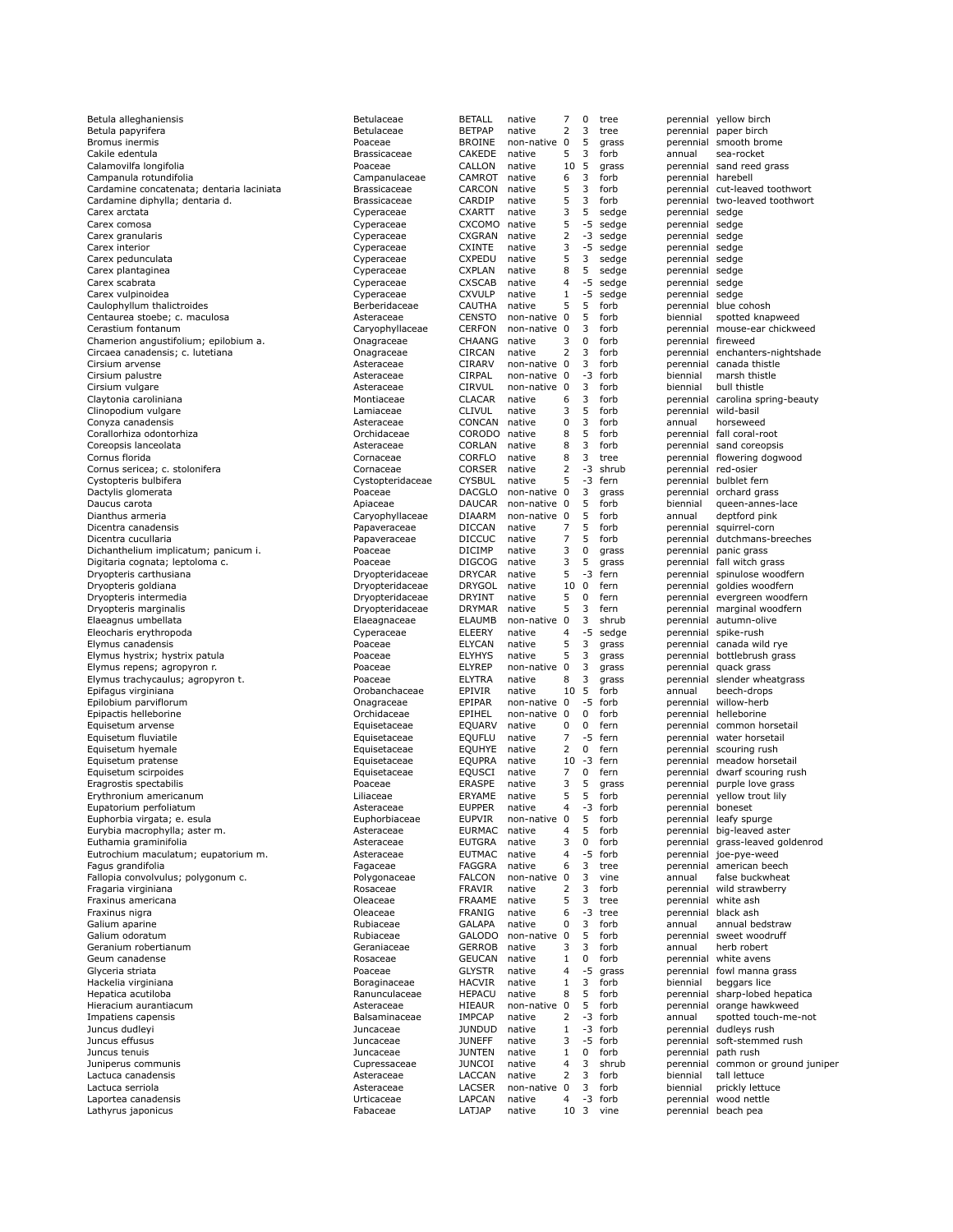| | | | | | | | | |
|---|---|---|---|---|---|---|---|---|
| Betula alleghaniensis | Betulaceae | BETALL | native | 7 | 0 | tree | perennial | yellow birch |
| Betula papyrifera | Betulaceae | BETPAP | native | 2 | 3 | tree | perennial | paper birch |
| Bromus inermis | Poaceae | BROINE | non-native | 0 | 5 | grass | perennial | smooth brome |
| Cakile edentula | Brassicaceae | CAKEDE | native | 5 | 3 | forb | annual | sea-rocket |
| Calamovilfa longifolia | Poaceae | CALLON | native | 10 | 5 | grass | perennial | sand reed grass |
| Campanula rotundifolia | Campanulaceae | CAMROT | native | 6 | 3 | forb | perennial | harebell |
| Cardamine concatenata; dentaria laciniata | Brassicaceae | CARCON | native | 5 | 3 | forb | perennial | cut-leaved toothwort |
| Cardamine diphylla; dentaria d. | Brassicaceae | CARDIP | native | 5 | 3 | forb | perennial | two-leaved toothwort |
| Carex arctata | Cyperaceae | CXARTT | native | 3 | 5 | sedge | perennial | sedge |
| Carex comosa | Cyperaceae | CXCOMO | native | 5 | -5 | sedge | perennial | sedge |
| Carex granularis | Cyperaceae | CXGRAN | native | 2 | -3 | sedge | perennial | sedge |
| Carex interior | Cyperaceae | CXINTE | native | 3 | -5 | sedge | perennial | sedge |
| Carex pedunculata | Cyperaceae | CXPEDU | native | 5 | 3 | sedge | perennial | sedge |
| Carex plantaginea | Cyperaceae | CXPLAN | native | 8 | 5 | sedge | perennial | sedge |
| Carex scabrata | Cyperaceae | CXSCAB | native | 4 | -5 | sedge | perennial | sedge |
| Carex vulpinoidea | Cyperaceae | CXVULP | native | 1 | -5 | sedge | perennial | sedge |
| Caulophyllum thalictroides | Berberidaceae | CAUTHA | native | 5 | 5 | forb | perennial | blue cohosh |
| Centaurea stoebe; c. maculosa | Asteraceae | CENSTO | non-native | 0 | 5 | forb | biennial | spotted knapweed |
| Cerastium fontanum | Caryophyllaceae | CERFON | non-native | 0 | 3 | forb | perennial | mouse-ear chickweed |
| Chamerion angustifolium; epilobium a. | Onagraceae | CHAANG | native | 3 | 0 | forb | perennial | fireweed |
| Circaea canadensis; c. lutetiana | Onagraceae | CIRCAN | native | 2 | 3 | forb | perennial | enchanters-nightshade |
| Cirsium arvense | Asteraceae | CIRARV | non-native | 0 | 3 | forb | perennial | canada thistle |
| Cirsium palustre | Asteraceae | CIRPAL | non-native | 0 | -3 | forb | biennial | marsh thistle |
| Cirsium vulgare | Asteraceae | CIRVUL | non-native | 0 | 3 | forb | biennial | bull thistle |
| Claytonia caroliniana | Montiaceae | CLACAR | native | 6 | 3 | forb | perennial | carolina spring-beauty |
| Clinopodium vulgare | Lamiaceae | CLIVUL | native | 3 | 5 | forb | perennial | wild-basil |
| Conyza canadensis | Asteraceae | CONCAN | native | 0 | 3 | forb | annual | horseweed |
| Corallorhiza odontorhiza | Orchidaceae | CORODO | native | 8 | 5 | forb | perennial | fall coral-root |
| Coreopsis lanceolata | Asteraceae | CORLAN | native | 8 | 3 | forb | perennial | sand coreopsis |
| Cornus florida | Cornaceae | CORFLO | native | 8 | 3 | tree | perennial | flowering dogwood |
| Cornus sericea; c. stolonifera | Cornaceae | CORSER | native | 2 | -3 | shrub | perennial | red-osier |
| Cystopteris bulbifera | Cystopteridaceae | CYSBUL | native | 5 | -3 | fern | perennial | bulblet fern |
| Dactylis glomerata | Poaceae | DACGLO | non-native | 0 | 3 | grass | perennial | orchard grass |
| Daucus carota | Apiaceae | DAUCAR | non-native | 0 | 5 | forb | biennial | queen-annes-lace |
| Dianthus armeria | Caryophyllaceae | DIAARM | non-native | 0 | 5 | forb | annual | deptford pink |
| Dicentra canadensis | Papaveraceae | DICCAN | native | 7 | 5 | forb | perennial | squirrel-corn |
| Dicentra cucullaria | Papaveraceae | DICCUC | native | 7 | 5 | forb | perennial | dutchmans-breeches |
| Dichanthelium implicatum; panicum i. | Poaceae | DICIMP | native | 3 | 0 | grass | perennial | panic grass |
| Digitaria cognata; leptoloma c. | Poaceae | DIGCOG | native | 3 | 5 | grass | perennial | fall witch grass |
| Dryopteris carthusiana | Dryopteridaceae | DRYCAR | native | 5 | -3 | fern | perennial | spinulose woodfern |
| Dryopteris goldiana | Dryopteridaceae | DRYGOL | native | 10 | 0 | fern | perennial | goldies woodfern |
| Dryopteris intermedia | Dryopteridaceae | DRYINT | native | 5 | 0 | fern | perennial | evergreen woodfern |
| Dryopteris marginalis | Dryopteridaceae | DRYMAR | native | 5 | 3 | fern | perennial | marginal woodfern |
| Elaeagnus umbellata | Elaeagnaceae | ELAUMB | non-native | 0 | 3 | shrub | perennial | autumn-olive |
| Eleocharis erythropoda | Cyperaceae | ELEERY | native | 4 | -5 | sedge | perennial | spike-rush |
| Elymus canadensis | Poaceae | ELYCAN | native | 5 | 3 | grass | perennial | canada wild rye |
| Elymus hystrix; hystrix patula | Poaceae | ELYHYS | native | 5 | 3 | grass | perennial | bottlebrush grass |
| Elymus repens; agropyron r. | Poaceae | ELYREP | non-native | 0 | 3 | grass | perennial | quack grass |
| Elymus trachycaulus; agropyron t. | Poaceae | ELYTRA | native | 8 | 3 | grass | perennial | slender wheatgrass |
| Epifagus virginiana | Orobanchaceae | EPIVIR | native | 10 | 5 | forb | annual | beech-drops |
| Epilobium parviflorum | Onagraceae | EPIPAR | non-native | 0 | -5 | forb | perennial | willow-herb |
| Epipactis helleborine | Orchidaceae | EPIHEL | non-native | 0 | 0 | forb | perennial | helleborine |
| Equisetum arvense | Equisetaceae | EQUARV | native | 0 | 0 | fern | perennial | common horsetail |
| Equisetum fluviatile | Equisetaceae | EQUFLU | native | 7 | -5 | fern | perennial | water horsetail |
| Equisetum hyemale | Equisetaceae | EQUHYE | native | 2 | 0 | fern | perennial | scouring rush |
| Equisetum pratense | Equisetaceae | EQUPRA | native | 10 | -3 | fern | perennial | meadow horsetail |
| Equisetum scirpoides | Equisetaceae | EQUSCI | native | 7 | 0 | fern | perennial | dwarf scouring rush |
| Eragrostis spectabilis | Poaceae | ERASPE | native | 3 | 5 | grass | perennial | purple love grass |
| Erythronium americanum | Liliaceae | ERYAME | native | 5 | 5 | forb | perennial | yellow trout lily |
| Eupatorium perfoliatum | Asteraceae | EUPPER | native | 4 | -3 | forb | perennial | boneset |
| Euphorbia virgata; e. esula | Euphorbiaceae | EUPVIR | non-native | 0 | 5 | forb | perennial | leafy spurge |
| Eurybia macrophylla; aster m. | Asteraceae | EURMAC | native | 4 | 5 | forb | perennial | big-leaved aster |
| Euthamia graminifolia | Asteraceae | EUTGRA | native | 3 | 0 | forb | perennial | grass-leaved goldenrod |
| Eutrochium maculatum; eupatorium m. | Asteraceae | EUTMAC | native | 4 | -5 | forb | perennial | joe-pye-weed |
| Fagus grandifolia | Fagaceae | FAGGRA | native | 6 | 3 | tree | perennial | american beech |
| Fallopia convolvulus; polygonum c. | Polygonaceae | FALCON | non-native | 0 | 3 | vine | annual | false buckwheat |
| Fragaria virginiana | Rosaceae | FRAVIR | native | 2 | 3 | forb | perennial | wild strawberry |
| Fraxinus americana | Oleaceae | FRAAME | native | 5 | 3 | tree | perennial | white ash |
| Fraxinus nigra | Oleaceae | FRANIG | native | 6 | -3 | tree | perennial | black ash |
| Galium aparine | Rubiaceae | GALAPA | native | 0 | 3 | forb | annual | annual bedstraw |
| Galium odoratum | Rubiaceae | GALODO | non-native | 0 | 5 | forb | perennial | sweet woodruff |
| Geranium robertianum | Geraniaceae | GERROB | native | 3 | 3 | forb | annual | herb robert |
| Geum canadense | Rosaceae | GEUCAN | native | 1 | 0 | forb | perennial | white avens |
| Glyceria striata | Poaceae | GLYSTR | native | 4 | -5 | grass | perennial | fowl manna grass |
| Hackelia virginiana | Boraginaceae | HACVIR | native | 1 | 3 | forb | biennial | beggars lice |
| Hepatica acutiloba | Ranunculaceae | HEPACU | native | 8 | 5 | forb | perennial | sharp-lobed hepatica |
| Hieracium aurantiacum | Asteraceae | HIEAUR | non-native | 0 | 5 | forb | perennial | orange hawkweed |
| Impatiens capensis | Balsaminaceae | IMPCAP | native | 2 | -3 | forb | annual | spotted touch-me-not |
| Juncus dudleyi | Juncaceae | JUNDUD | native | 1 | -3 | forb | perennial | dudleys rush |
| Juncus effusus | Juncaceae | JUNEFF | native | 3 | -5 | forb | perennial | soft-stemmed rush |
| Juncus tenuis | Juncaceae | JUNTEN | native | 1 | 0 | forb | perennial | path rush |
| Juniperus communis | Cupressaceae | JUNCOI | native | 4 | 3 | shrub | perennial | common or ground juniper |
| Lactuca canadensis | Asteraceae | LACCAN | native | 2 | 3 | forb | biennial | tall lettuce |
| Lactuca serriola | Asteraceae | LACSER | non-native | 0 | 3 | forb | biennial | prickly lettuce |
| Laportea canadensis | Urticaceae | LAPCAN | native | 4 | -3 | forb | perennial | wood nettle |
| Lathyrus japonicus | Fabaceae | LATJAP | native | 10 | 3 | vine | perennial | beach pea |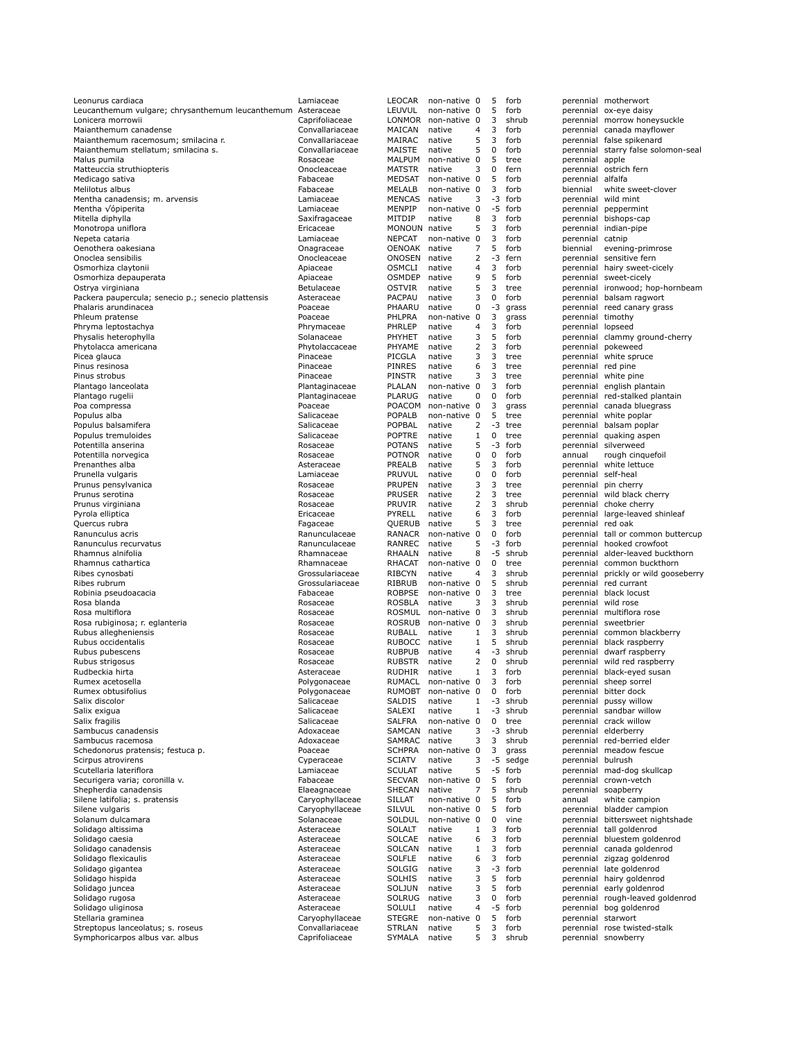| | | | | | | | | |
|---|---|---|---|---|---|---|---|---|
| Leonurus cardiaca | Lamiaceae | LEOCAR | non-native | 0 | 5 | forb | perennial | motherwort |
| Leucanthemum vulgare; chrysanthemum leucanthemum | Asteraceae | LEUVUL | non-native | 0 | 5 | forb | perennial | ox-eye daisy |
| Lonicera morrowii | Caprifoliaceae | LONMOR | non-native | 0 | 3 | shrub | perennial | morrow honeysuckle |
| Maianthemum canadense | Convallariaceae | MAICAN | native | 4 | 3 | forb | perennial | canada mayflower |
| Maianthemum racemosum; smilacina r. | Convallariaceae | MAIRAC | native | 5 | 3 | forb | perennial | false spikenard |
| Maianthemum stellatum; smilacina s. | Convallariaceae | MAISTE | native | 5 | 0 | forb | perennial | starry false solomon-seal |
| Malus pumila | Rosaceae | MALPUM | non-native | 0 | 5 | tree | perennial | apple |
| Matteuccia struthiopteris | Onocleaceae | MATSTR | native | 3 | 0 | fern | perennial | ostrich fern |
| Medicago sativa | Fabaceae | MEDSAT | non-native | 0 | 5 | forb | perennial | alfalfa |
| Melilotus albus | Fabaceae | MELALB | non-native | 0 | 3 | forb | biennial | white sweet-clover |
| Mentha canadensis; m. arvensis | Lamiaceae | MENCAS | native | 3 | -3 | forb | perennial | wild mint |
| Mentha √ópiperita | Lamiaceae | MENPIP | non-native | 0 | -5 | forb | perennial | peppermint |
| Mitella diphylla | Saxifragaceae | MITDIP | native | 8 | 3 | forb | perennial | bishops-cap |
| Monotropa uniflora | Ericaceae | MONOUN | native | 5 | 3 | forb | perennial | indian-pipe |
| Nepeta cataria | Lamiaceae | NEPCAT | non-native | 0 | 3 | forb | perennial | catnip |
| Oenothera oakesiana | Onagraceae | OENOAK | native | 7 | 5 | forb | biennial | evening-primrose |
| Onoclea sensibilis | Onocleaceae | ONOSEN | native | 2 | -3 | fern | perennial | sensitive fern |
| Osmorhiza claytonii | Apiaceae | OSMCLI | native | 4 | 3 | forb | perennial | hairy sweet-cicely |
| Osmorhiza depauperata | Apiaceae | OSMDEP | native | 9 | 5 | forb | perennial | sweet-cicely |
| Ostrya virginiana | Betulaceae | OSTVIR | native | 5 | 3 | tree | perennial | ironwood; hop-hornbeam |
| Packera paupercula; senecio p.; senecio plattensis | Asteraceae | PACPAU | native | 3 | 0 | forb | perennial | balsam ragwort |
| Phalaris arundinacea | Poaceae | PHAARU | native | 0 | -3 | grass | perennial | reed canary grass |
| Phleum pratense | Poaceae | PHLPRA | non-native | 0 | 3 | grass | perennial | timothy |
| Phryma leptostachya | Phrymaceae | PHRLEP | native | 4 | 3 | forb | perennial | lopseed |
| Physalis heterophylla | Solanaceae | PHYHET | native | 3 | 5 | forb | perennial | clammy ground-cherry |
| Phytolacca americana | Phytolaccaceae | PHYAME | native | 2 | 3 | forb | perennial | pokeweed |
| Picea glauca | Pinaceae | PICGLA | native | 3 | 3 | tree | perennial | white spruce |
| Pinus resinosa | Pinaceae | PINRES | native | 6 | 3 | tree | perennial | red pine |
| Pinus strobus | Pinaceae | PINSTR | native | 3 | 3 | tree | perennial | white pine |
| Plantago lanceolata | Plantaginaceae | PLALAN | non-native | 0 | 3 | forb | perennial | english plantain |
| Plantago rugelii | Plantaginaceae | PLARUG | native | 0 | 0 | forb | perennial | red-stalked plantain |
| Poa compressa | Poaceae | POACOM | non-native | 0 | 3 | grass | perennial | canada bluegrass |
| Populus alba | Salicaceae | POPALB | non-native | 0 | 5 | tree | perennial | white poplar |
| Populus balsamifera | Salicaceae | POPBAL | native | 2 | -3 | tree | perennial | balsam poplar |
| Populus tremuloides | Salicaceae | POPTRE | native | 1 | 0 | tree | perennial | quaking aspen |
| Potentilla anserina | Rosaceae | POTANS | native | 5 | -3 | forb | perennial | silverweed |
| Potentilla norvegica | Rosaceae | POTNOR | native | 0 | 0 | forb | annual | rough cinquefoil |
| Prenanthes alba | Asteraceae | PREALB | native | 5 | 3 | forb | perennial | white lettuce |
| Prunella vulgaris | Lamiaceae | PRUVUL | native | 0 | 0 | forb | perennial | self-heal |
| Prunus pensylvanica | Rosaceae | PRUPEN | native | 3 | 3 | tree | perennial | pin cherry |
| Prunus serotina | Rosaceae | PRUSER | native | 2 | 3 | tree | perennial | wild black cherry |
| Prunus virginiana | Rosaceae | PRUVIR | native | 2 | 3 | shrub | perennial | choke cherry |
| Pyrola elliptica | Ericaceae | PYRELL | native | 6 | 3 | forb | perennial | large-leaved shinleaf |
| Quercus rubra | Fagaceae | QUERUB | native | 5 | 3 | tree | perennial | red oak |
| Ranunculus acris | Ranunculaceae | RANACR | non-native | 0 | 0 | forb | perennial | tall or common buttercup |
| Ranunculus recurvatus | Ranunculaceae | RANREC | native | 5 | -3 | forb | perennial | hooked crowfoot |
| Rhamnus alnifolia | Rhamnaceae | RHAALN | native | 8 | -5 | shrub | perennial | alder-leaved buckthorn |
| Rhamnus cathartica | Rhamnaceae | RHACAT | non-native | 0 | 0 | tree | perennial | common buckthorn |
| Ribes cynosbati | Grossulariaceae | RIBCYN | native | 4 | 3 | shrub | perennial | prickly or wild gooseberry |
| Ribes rubrum | Grossulariaceae | RIBRUB | non-native | 0 | 5 | shrub | perennial | red currant |
| Robinia pseudoacacia | Fabaceae | ROBPSE | non-native | 0 | 3 | tree | perennial | black locust |
| Rosa blanda | Rosaceae | ROSBLA | native | 3 | 3 | shrub | perennial | wild rose |
| Rosa multiflora | Rosaceae | ROSMUL | non-native | 0 | 3 | shrub | perennial | multiflora rose |
| Rosa rubiginosa; r. eglanteria | Rosaceae | ROSRUB | non-native | 0 | 3 | shrub | perennial | sweetbrier |
| Rubus allegheniensis | Rosaceae | RUBALL | native | 1 | 3 | shrub | perennial | common blackberry |
| Rubus occidentalis | Rosaceae | RUBOCC | native | 1 | 5 | shrub | perennial | black raspberry |
| Rubus pubescens | Rosaceae | RUBPUB | native | 4 | -3 | shrub | perennial | dwarf raspberry |
| Rubus strigosus | Rosaceae | RUBSTR | native | 2 | 0 | shrub | perennial | wild red raspberry |
| Rudbeckia hirta | Asteraceae | RUDHIR | native | 1 | 3 | forb | perennial | black-eyed susan |
| Rumex acetosella | Polygonaceae | RUMACL | non-native | 0 | 3 | forb | perennial | sheep sorrel |
| Rumex obtusifolius | Polygonaceae | RUMOBT | non-native | 0 | 0 | forb | perennial | bitter dock |
| Salix discolor | Salicaceae | SALDIS | native | 1 | -3 | shrub | perennial | pussy willow |
| Salix exigua | Salicaceae | SALEXI | native | 1 | -3 | shrub | perennial | sandbar willow |
| Salix fragilis | Salicaceae | SALFRA | non-native | 0 | 0 | tree | perennial | crack willow |
| Sambucus canadensis | Adoxaceae | SAMCAN | native | 3 | -3 | shrub | perennial | elderberry |
| Sambucus racemosa | Adoxaceae | SAMRAC | native | 3 | 3 | shrub | perennial | red-berried elder |
| Schedonorus pratensis; festuca p. | Poaceae | SCHPRA | non-native | 0 | 3 | grass | perennial | meadow fescue |
| Scirpus atrovirens | Cyperaceae | SCIATV | native | 3 | -5 | sedge | perennial | bulrush |
| Scutellaria lateriflora | Lamiaceae | SCULAT | native | 5 | -5 | forb | perennial | mad-dog skullcap |
| Securigera varia; coronilla v. | Fabaceae | SECVAR | non-native | 0 | 5 | forb | perennial | crown-vetch |
| Shepherdia canadensis | Elaeagnaceae | SHECAN | native | 7 | 5 | shrub | perennial | soapberry |
| Silene latifolia; s. pratensis | Caryophyllaceae | SILLAT | non-native | 0 | 5 | forb | annual | white campion |
| Silene vulgaris | Caryophyllaceae | SILVUL | non-native | 0 | 5 | forb | perennial | bladder campion |
| Solanum dulcamara | Solanaceae | SOLDUL | non-native | 0 | 0 | vine | perennial | bittersweet nightshade |
| Solidago altissima | Asteraceae | SOLALT | native | 1 | 3 | forb | perennial | tall goldenrod |
| Solidago caesia | Asteraceae | SOLCAE | native | 6 | 3 | forb | perennial | bluestem goldenrod |
| Solidago canadensis | Asteraceae | SOLCAN | native | 1 | 3 | forb | perennial | canada goldenrod |
| Solidago flexicaulis | Asteraceae | SOLFLE | native | 6 | 3 | forb | perennial | zigzag goldenrod |
| Solidago gigantea | Asteraceae | SOLGIG | native | 3 | -3 | forb | perennial | late goldenrod |
| Solidago hispida | Asteraceae | SOLHIS | native | 3 | 5 | forb | perennial | hairy goldenrod |
| Solidago juncea | Asteraceae | SOLJUN | native | 3 | 5 | forb | perennial | early goldenrod |
| Solidago rugosa | Asteraceae | SOLRUG | native | 3 | 0 | forb | perennial | rough-leaved goldenrod |
| Solidago uliginosa | Asteraceae | SOLULI | native | 4 | -5 | forb | perennial | bog goldenrod |
| Stellaria graminea | Caryophyllaceae | STEGRE | non-native | 0 | 5 | forb | perennial | starwort |
| Streptopus lanceolatus; s. roseus | Convallariaceae | STRLAN | native | 5 | 3 | forb | perennial | rose twisted-stalk |
| Symphoricarpos albus var. albus | Caprifoliaceae | SYMALA | native | 5 | 3 | shrub | perennial | snowberry |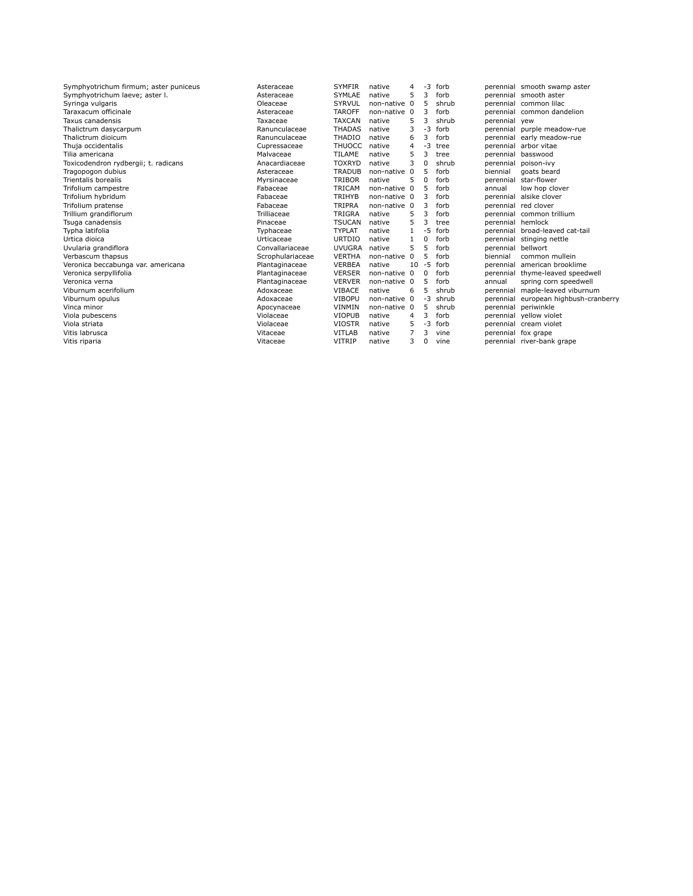| | | | | | | | | |
|---|---|---|---|---|---|---|---|---|
| Symphyotrichum firmum; aster puniceus | Asteraceae | SYMFIR | native | 4 | -3 | forb | perennial | smooth swamp aster |
| Symphyotrichum laeve; aster l. | Asteraceae | SYMLAE | native | 5 | 3 | forb | perennial | smooth aster |
| Syringa vulgaris | Oleaceae | SYRVUL | non-native | 0 | 5 | shrub | perennial | common lilac |
| Taraxacum officinale | Asteraceae | TAROFF | non-native | 0 | 3 | forb | perennial | common dandelion |
| Taxus canadensis | Taxaceae | TAXCAN | native | 5 | 3 | shrub | perennial | yew |
| Thalictrum dasycarpum | Ranunculaceae | THADAS | native | 3 | -3 | forb | perennial | purple meadow-rue |
| Thalictrum dioicum | Ranunculaceae | THADIO | native | 6 | 3 | forb | perennial | early meadow-rue |
| Thuja occidentalis | Cupressaceae | THUOCC | native | 4 | -3 | tree | perennial | arbor vitae |
| Tilia americana | Malvaceae | TILAME | native | 5 | 3 | tree | perennial | basswood |
| Toxicodendron rydbergii; t. radicans | Anacardiaceae | TOXRYD | native | 3 | 0 | shrub | perennial | poison-ivy |
| Tragopogon dubius | Asteraceae | TRADUB | non-native | 0 | 5 | forb | biennial | goats beard |
| Trientalis borealis | Myrsinaceae | TRIBOR | native | 5 | 0 | forb | perennial | star-flower |
| Trifolium campestre | Fabaceae | TRICAM | non-native | 0 | 5 | forb | annual | low hop clover |
| Trifolium hybridum | Fabaceae | TRIHYB | non-native | 0 | 3 | forb | perennial | alsike clover |
| Trifolium pratense | Fabaceae | TRIPRA | non-native | 0 | 3 | forb | perennial | red clover |
| Trillium grandiflorum | Trilliaceae | TRIGRA | native | 5 | 3 | forb | perennial | common trillium |
| Tsuga canadensis | Pinaceae | TSUCAN | native | 5 | 3 | tree | perennial | hemlock |
| Typha latifolia | Typhaceae | TYPLAT | native | 1 | -5 | forb | perennial | broad-leaved cat-tail |
| Urtica dioica | Urticaceae | URTDIO | native | 1 | 0 | forb | perennial | stinging nettle |
| Uvularia grandiflora | Convallariaceae | UVUGRA | native | 5 | 5 | forb | perennial | bellwort |
| Verbascum thapsus | Scrophulariaceae | VERTHA | non-native | 0 | 5 | forb | biennial | common mullein |
| Veronica beccabunga var. americana | Plantaginaceae | VERBEA | native | 10 | -5 | forb | perennial | american brooklime |
| Veronica serpyllifolia | Plantaginaceae | VERSER | non-native | 0 | 0 | forb | perennial | thyme-leaved speedwell |
| Veronica verna | Plantaginaceae | VERVER | non-native | 0 | 5 | forb | annual | spring corn speedwell |
| Viburnum acerifolium | Adoxaceae | VIBACE | native | 6 | 5 | shrub | perennial | maple-leaved viburnum |
| Viburnum opulus | Adoxaceae | VIBOPU | non-native | 0 | -3 | shrub | perennial | european highbush-cranberry |
| Vinca minor | Apocynaceae | VINMIN | non-native | 0 | 5 | shrub | perennial | periwinkle |
| Viola pubescens | Violaceae | VIOPUB | native | 4 | 3 | forb | perennial | yellow violet |
| Viola striata | Violaceae | VIOSTR | native | 5 | -3 | forb | perennial | cream violet |
| Vitis labrusca | Vitaceae | VITLAB | native | 7 | 3 | vine | perennial | fox grape |
| Vitis riparia | Vitaceae | VITRIP | native | 3 | 0 | vine | perennial | river-bank grape |